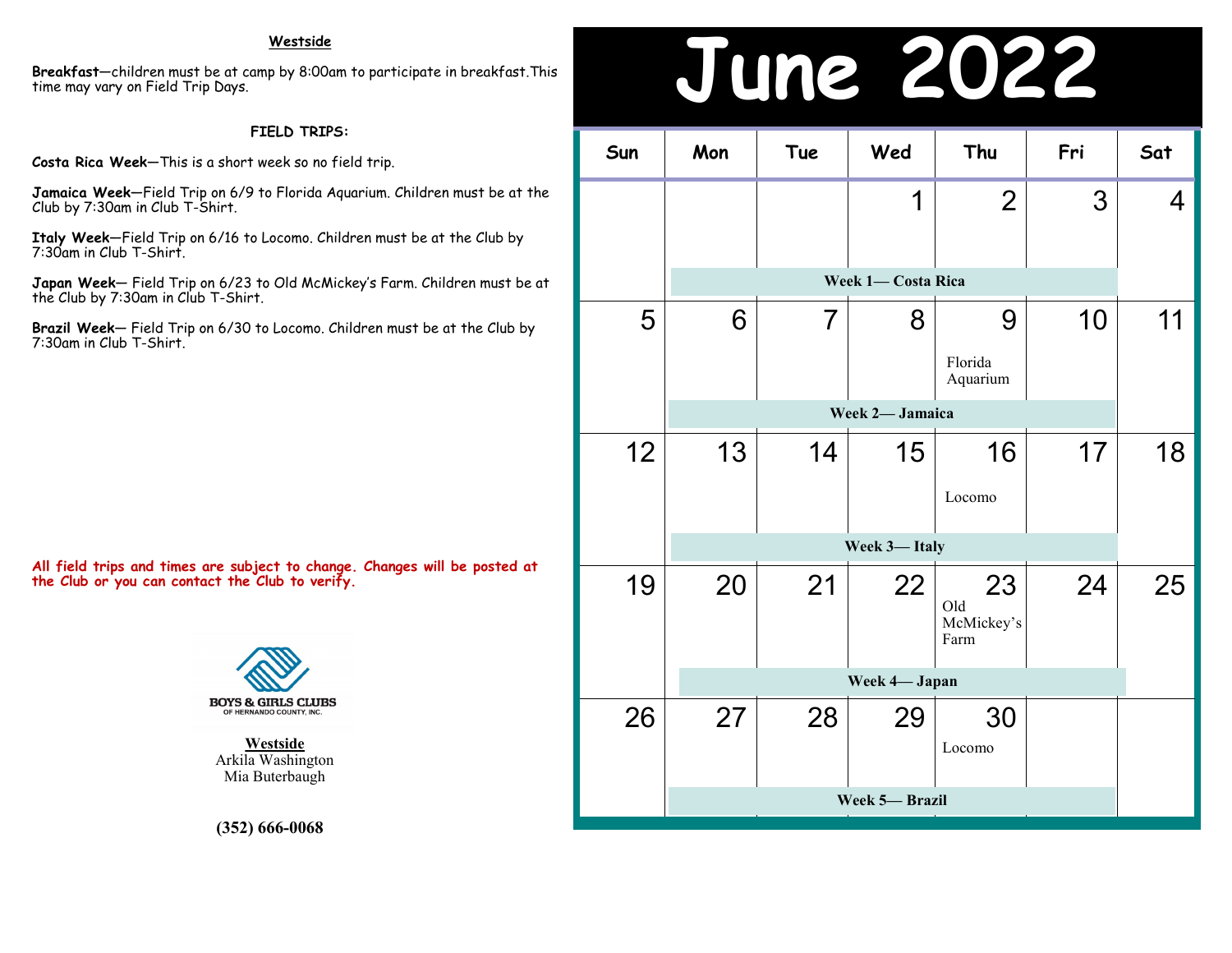**Westside**

**Breakfast**—children must be at camp by 8:00am to participate in breakfast. This time may vary on Field Trip Days.

**FIELD TRIPS:**

**Costa Rica Week**—This is a short week so no field trip.

**Jamaica Week**—Field Trip on 6/9 to Florida Aquarium. Children must be at the Club by 7:30am in Club T-Shirt.

**Italy Week**—Field Trip on 6/16 to Locomo. Children must be at the Club by 7:30am in Club T-Shirt.

**Japan Week**— Field Trip on 6/23 to Old McMickey's Farm. Children must be at the Club by 7:30am in Club T-Shirt.

**Brazil Week**— Field Trip on 6/30 to Locomo. Children must be at the Club by 7:30am in Club T-Shirt.

**All field trips and times are subject to change. Changes will be posted at the Club or you can contact the Club to verify.**

BOYS & GIRLS CLUBS OF HERNANDO COUNTY, INC.

**Westside**
Arkila Washington
Mia Buterbaugh

**(352) 666-0068**

# June 2022

| Sun | Mon | Tue | Wed | Thu | Fri | Sat |
|---|---|---|---|---|---|---|
| | | | 1 | 2 | 3 | 4 |
| | **Week 1— Costa Rica** | | | | | |
| 5 | 6 | 7 | 8 | 9 Florida Aquarium | 10 | 11 |
| | **Week 2— Jamaica** | | | | | |
| 12 | 13 | 14 | 15 | 16 Locomo | 17 | 18 |
| | **Week 3— Italy** | | | | | |
| 19 | 20 | 21 | 22 | 23 Old McMickey's Farm | 24 | 25 |
| | **Week 4— Japan** | | | | | |
| 26 | 27 | 28 | 29 | 30 Locomo | | |
| | **Week 5— Brazil** | | | | | |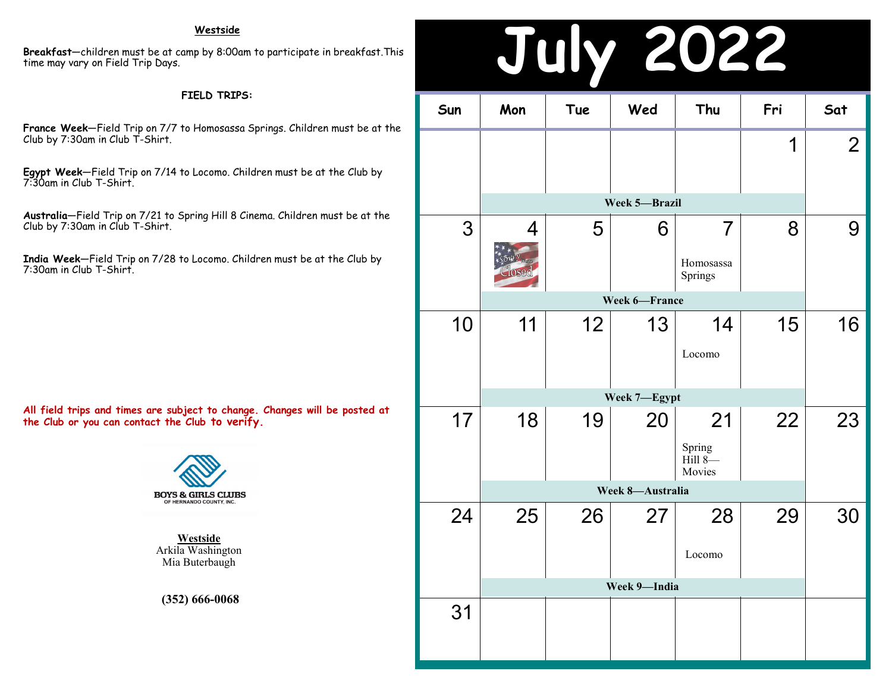**Westside**

**Breakfast**—children must be at camp by 8:00am to participate in breakfast.This time may vary on Field Trip Days.

**FIELD TRIPS:**

**France Week**—Field Trip on 7/7 to Homosassa Springs. Children must be at the Club by 7:30am in Club T-Shirt.

**Egypt Week**—Field Trip on 7/14 to Locomo. Children must be at the Club by 7:30am in Club T-Shirt.

**Australia**—Field Trip on 7/21 to Spring Hill 8 Cinema. Children must be at the Club by 7:30am in Club T-Shirt.

**India Week**—Field Trip on 7/28 to Locomo. Children must be at the Club by 7:30am in Club T-Shirt.

**All field trips and times are subject to change. Changes will be posted at the Club or you can contact the Club to verify.**

BOYS & GIRLS CLUBS OF HERNANDO COUNTY, INC.

**Westside**
Arkila Washington
Mia Buterbaugh

**(352) 666-0068**

# July 2022

| Sun | Mon | Tue | Wed | Thu | Fri | Sat |
|---|---|---|---|---|---|---|
| | | | | | 1 | 2 |
| | **Week 5—Brazil** | | | | | |
| 3 | 4 Sorry We're Closed | 5 | 6 | 7 Homosassa Springs | 8 | 9 |
| | **Week 6—France** | | | | | |
| 10 | 11 | 12 | 13 | 14 Locomo | 15 | 16 |
| | **Week 7—Egypt** | | | | | |
| 17 | 18 | 19 | 20 | 21 Spring Hill 8—Movies | 22 | 23 |
| | **Week 8—Australia** | | | | | |
| 24 | 25 | 26 | 27 | 28 Locomo | 29 | 30 |
| | **Week 9—India** | | | | | |
| 31 | | | | | | |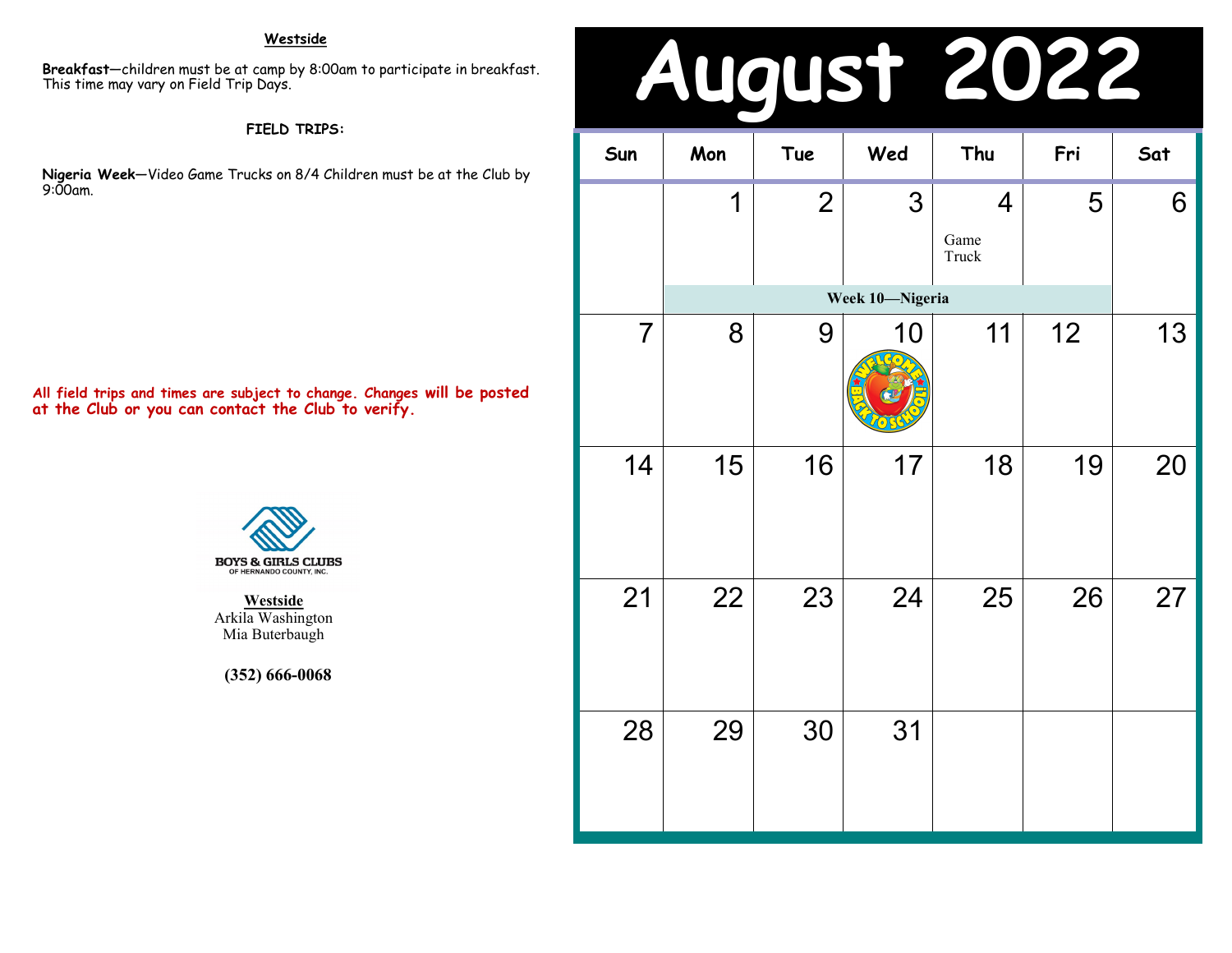**Westside**

**Breakfast**—children must be at camp by 8:00am to participate in breakfast. This time may vary on Field Trip Days.

**FIELD TRIPS:**

**Nigeria Week**—Video Game Trucks on 8/4 Children must be at the Club by 9:00am.

**All field trips and times are subject to change. Changes will be posted at the Club or you can contact the Club to verify.**

BOYS & GIRLS CLUBS
OF HERNANDO COUNTY, INC.

**Westside**
Arkila Washington
Mia Buterbaugh

**(352) 666-0068**

# August 2022

| Sun | Mon | Tue | Wed | Thu | Fri | Sat |
|---|---|---|---|---|---|---|
| | 1 | 2 | 3 | 4 Game Truck | 5 | 6 |
| | Week 10—Nigeria | | | | | |
| 7 | 8 | 9 | 10 WELCOME BACK TO SCHOOL! | 11 | 12 | 13 |
| 14 | 15 | 16 | 17 | 18 | 19 | 20 |
| 21 | 22 | 23 | 24 | 25 | 26 | 27 |
| 28 | 29 | 30 | 31 | | | |